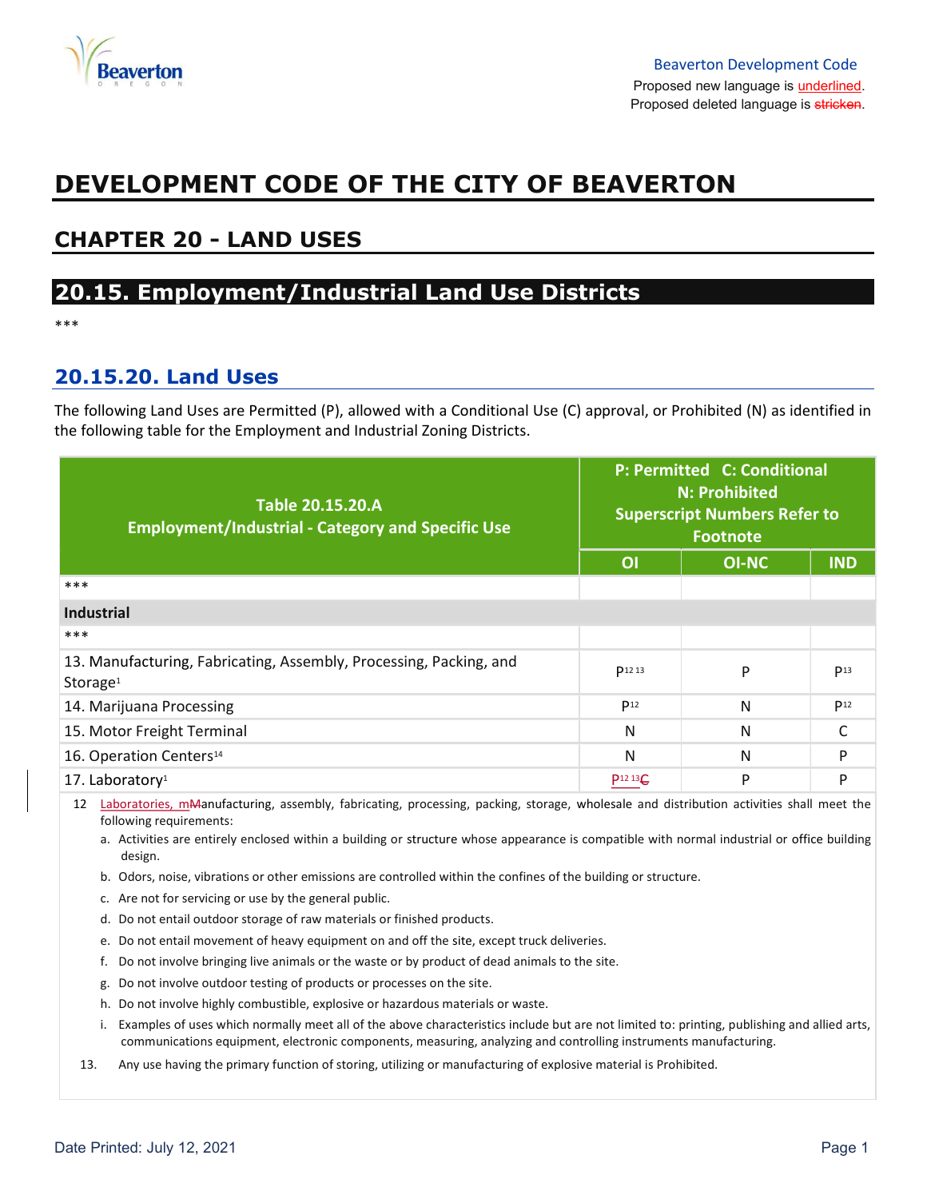Beaverton Development Code
Proposed new language is underlined.
Proposed deleted language is ~~stricken~~.

# DEVELOPMENT CODE OF THE CITY OF BEAVERTON

## CHAPTER 20 - LAND USES

## 20.15. Employment/Industrial Land Use Districts

***

### 20.15.20. Land Uses

The following Land Uses are Permitted (P), allowed with a Conditional Use (C) approval, or Prohibited (N) as identified in the following table for the Employment and Industrial Zoning Districts.

| Table 20.15.20.A Employment/Industrial - Category and Specific Use | P: Permitted C: Conditional N: Prohibited Superscript Numbers Refer to Footnote | | |
|---|---|---|---|
| | OI | OI-NC | IND |
| *** | | | |
| **Industrial** | | | |
| *** | | | |
| 13. Manufacturing, Fabricating, Assembly, Processing, Packing, and Storage[1] | P[12 13] | P | P[13] |
| 14. Marijuana Processing | P[12] | N | P[12] |
| 15. Motor Freight Terminal | N | N | C |
| 16. Operation Centers[14] | N | N | P |
| 17. Laboratory[1] | P[12 13]~~C~~ | P | P |

12 Laboratories, m~~M~~anufacturing, assembly, fabricating, processing, packing, storage, wholesale and distribution activities shall meet the following requirements:

a. Activities are entirely enclosed within a building or structure whose appearance is compatible with normal industrial or office building design.

b. Odors, noise, vibrations or other emissions are controlled within the confines of the building or structure.

c. Are not for servicing or use by the general public.

d. Do not entail outdoor storage of raw materials or finished products.

e. Do not entail movement of heavy equipment on and off the site, except truck deliveries.

f. Do not involve bringing live animals or the waste or by product of dead animals to the site.

g. Do not involve outdoor testing of products or processes on the site.

h. Do not involve highly combustible, explosive or hazardous materials or waste.

i. Examples of uses which normally meet all of the above characteristics include but are not limited to: printing, publishing and allied arts, communications equipment, electronic components, measuring, analyzing and controlling instruments manufacturing.

13. Any use having the primary function of storing, utilizing or manufacturing of explosive material is Prohibited.

Date Printed: July 12, 2021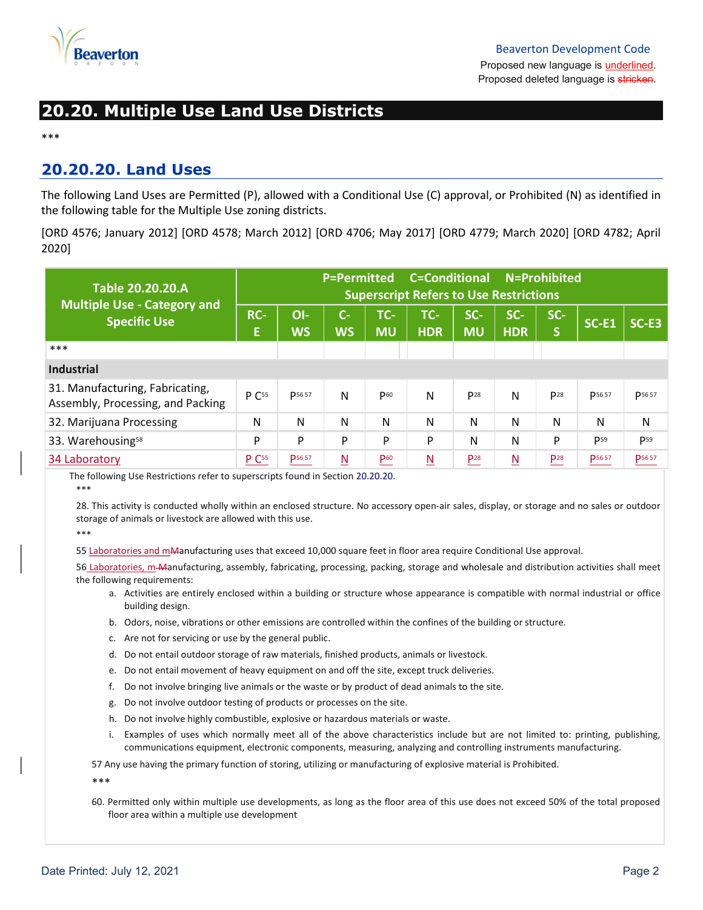# 20.20. Multiple Use Land Use Districts

\*\*\*

## 20.20.20. Land Uses

The following Land Uses are Permitted (P), allowed with a Conditional Use (C) approval, or Prohibited (N) as identified in the following table for the Multiple Use zoning districts.

[ORD 4576; January 2012] [ORD 4578; March 2012] [ORD 4706; May 2017] [ORD 4779; March 2020] [ORD 4782; April 2020]

| Table 20.20.20.A Multiple Use - Category and Specific Use | P=Permitted C=Conditional N=Prohibited Superscript Refers to Use Restrictions | | | | | | | | | |
|---|---|---|---|---|---|---|---|---|---|---|
| | RC-E | OI-WS | C-WS | TC-MU | TC-HDR | SC-MU | SC-HDR | SC-S | SC-E1 | SC-E3 |
| \*\*\* | | | | | | | | | | |
| **Industrial** | | | | | | | | | | |
| 31. Manufacturing, Fabricating, Assembly, Processing, and Packing | P C[55] | P[56 57] | N | P[60] | N | P[28] | N | P[28] | P[56 57] | P[56 57] |
| 32. Marijuana Processing | N | N | N | N | N | N | N | N | N | N |
| 33. Warehousing[58] | P | P | P | P | P | N | N | P | P[59] | P[59] |
| 34 Laboratory | P C[55] | P[56 57] | N | P[60] | N | P[28] | N | P[28] | P[56 57] | P[56 57] |

The following Use Restrictions refer to superscripts found in Section 20.20.20.

\*\*\*

28. This activity is conducted wholly within an enclosed structure. No accessory open-air sales, display, or storage and no sales or outdoor storage of animals or livestock are allowed with this use.

\*\*\*

55 Laboratories and m~~M~~anufacturing uses that exceed 10,000 square feet in floor area require Conditional Use approval.

56 Laboratories, m ~~M~~anufacturing, assembly, fabricating, processing, packing, storage and wholesale and distribution activities shall meet the following requirements:

a. Activities are entirely enclosed within a building or structure whose appearance is compatible with normal industrial or office building design.
b. Odors, noise, vibrations or other emissions are controlled within the confines of the building or structure.
c. Are not for servicing or use by the general public.
d. Do not entail outdoor storage of raw materials, finished products, animals or livestock.
e. Do not entail movement of heavy equipment on and off the site, except truck deliveries.
f. Do not involve bringing live animals or the waste or by product of dead animals to the site.
g. Do not involve outdoor testing of products or processes on the site.
h. Do not involve highly combustible, explosive or hazardous materials or waste.
i. Examples of uses which normally meet all of the above characteristics include but are not limited to: printing, publishing, communications equipment, electronic components, measuring, analyzing and controlling instruments manufacturing.

57 Any use having the primary function of storing, utilizing or manufacturing of explosive material is Prohibited.

\*\*\*

60. Permitted only within multiple use developments, as long as the floor area of this use does not exceed 50% of the total proposed floor area within a multiple use development